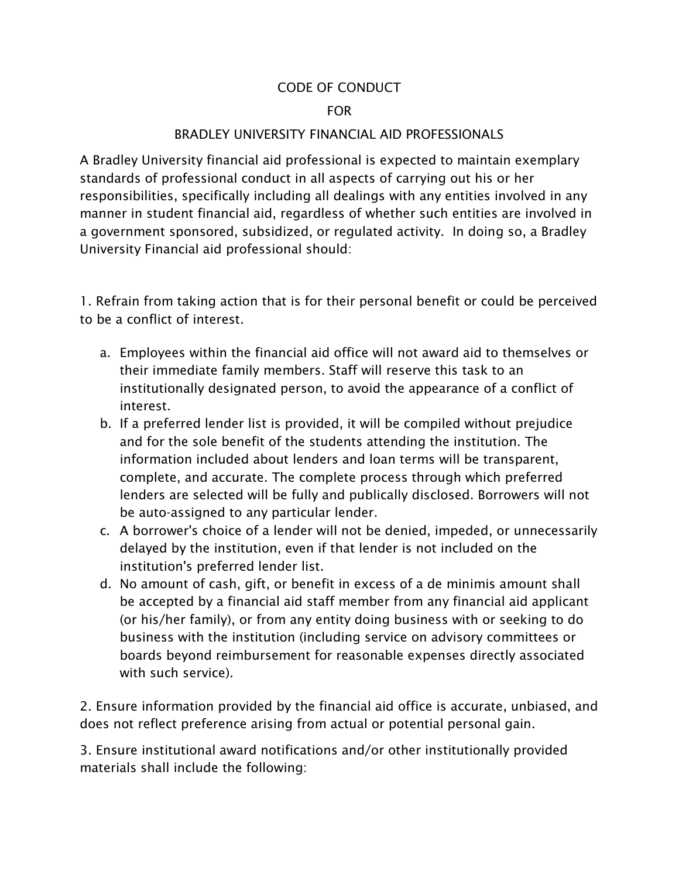# CODE OF CONDUCT

# FOR

# BRADLEY UNIVERSITY FINANCIAL AID PROFESSIONALS

A Bradley University financial aid professional is expected to maintain exemplary standards of professional conduct in all aspects of carrying out his or her responsibilities, specifically including all dealings with any entities involved in any manner in student financial aid, regardless of whether such entities are involved in a government sponsored, subsidized, or regulated activity. In doing so, a Bradley University Financial aid professional should:

1. Refrain from taking action that is for their personal benefit or could be perceived to be a conflict of interest.

   a. Employees within the financial aid office will not award aid to themselves or their immediate family members. Staff will reserve this task to an institutionally designated person, to avoid the appearance of a conflict of interest.
   b. If a preferred lender list is provided, it will be compiled without prejudice and for the sole benefit of the students attending the institution. The information included about lenders and loan terms will be transparent, complete, and accurate. The complete process through which preferred lenders are selected will be fully and publically disclosed. Borrowers will not be auto-assigned to any particular lender.
   c. A borrower's choice of a lender will not be denied, impeded, or unnecessarily delayed by the institution, even if that lender is not included on the institution's preferred lender list.
   d. No amount of cash, gift, or benefit in excess of a de minimis amount shall be accepted by a financial aid staff member from any financial aid applicant (or his/her family), or from any entity doing business with or seeking to do business with the institution (including service on advisory committees or boards beyond reimbursement for reasonable expenses directly associated with such service).

2. Ensure information provided by the financial aid office is accurate, unbiased, and does not reflect preference arising from actual or potential personal gain.

3. Ensure institutional award notifications and/or other institutionally provided materials shall include the following: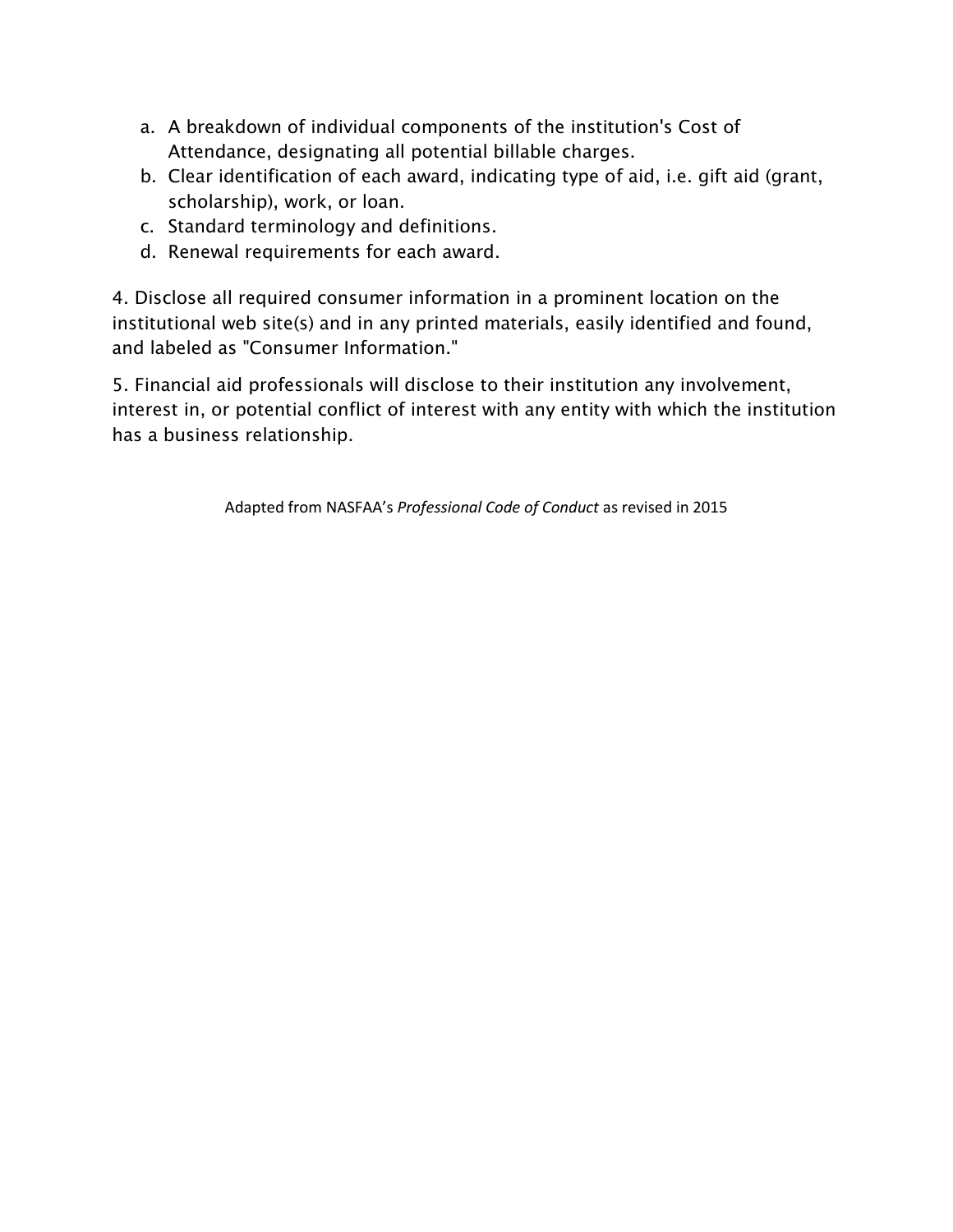a. A breakdown of individual components of the institution's Cost of Attendance, designating all potential billable charges.
b. Clear identification of each award, indicating type of aid, i.e. gift aid (grant, scholarship), work, or loan.
c. Standard terminology and definitions.
d. Renewal requirements for each award.

4. Disclose all required consumer information in a prominent location on the institutional web site(s) and in any printed materials, easily identified and found, and labeled as "Consumer Information."

5. Financial aid professionals will disclose to their institution any involvement, interest in, or potential conflict of interest with any entity with which the institution has a business relationship.

Adapted from NASFAA's *Professional Code of Conduct* as revised in 2015